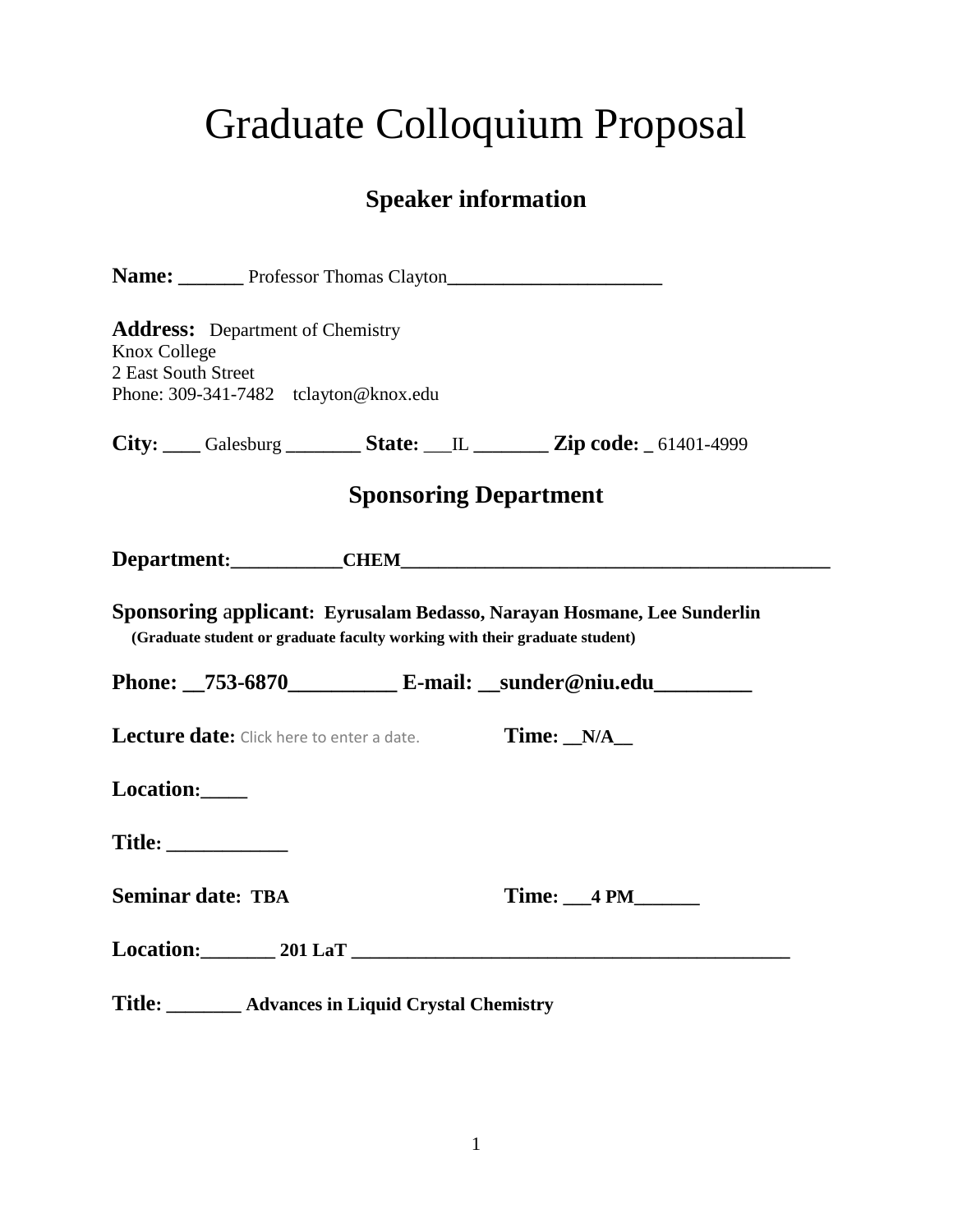# Graduate Colloquium Proposal

## Speaker information

**Name:** ______ Professor Thomas Clayton**_____________________**

**Address:** Department of Chemistry
Knox College
2 East South Street
Phone: 309-341-7482    tclayton@knox.edu

**City:** ___ Galesburg **_______ State:** ___IL **_______ Zip code:** _ 61401-4999

## Sponsoring Department

**Department:__________CHEM________________________________________**

**Sponsoring applicant: Eyrusalam Bedasso, Narayan Hosmane, Lee Sunderlin**
**(Graduate student or graduate faculty working with their graduate student)**

**Phone: __753-6870__________ E-mail: __sunder@niu.edu_________**

**Lecture date:** Click here to enter a date. **Time: __N/A__**

**Location:____**

**Title: ___________**

**Seminar date: TBA** **Time: ___4 PM______**

**Location:_______ 201 LaT ___________________________________________**

**Title: _______ Advances in Liquid Crystal Chemistry**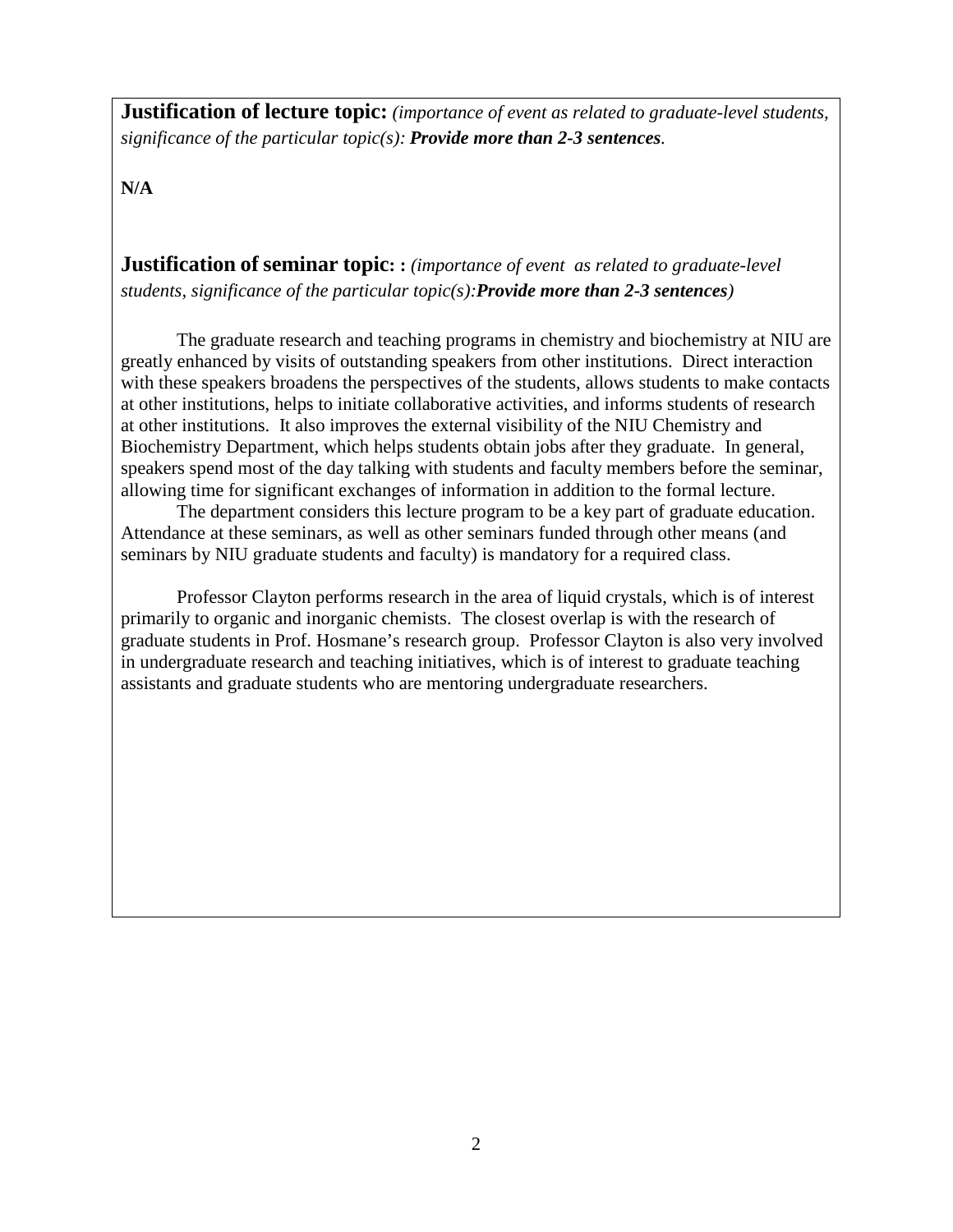**Justification of lecture topic:** *(importance of event as related to graduate-level students, significance of the particular topic(s): **Provide more than 2-3 sentences**.*

**N/A**

**Justification of seminar topic: :** *(importance of event as related to graduate-level students, significance of the particular topic(s):**Provide more than 2-3 sentences**)*

The graduate research and teaching programs in chemistry and biochemistry at NIU are greatly enhanced by visits of outstanding speakers from other institutions. Direct interaction with these speakers broadens the perspectives of the students, allows students to make contacts at other institutions, helps to initiate collaborative activities, and informs students of research at other institutions. It also improves the external visibility of the NIU Chemistry and Biochemistry Department, which helps students obtain jobs after they graduate. In general, speakers spend most of the day talking with students and faculty members before the seminar, allowing time for significant exchanges of information in addition to the formal lecture.

The department considers this lecture program to be a key part of graduate education. Attendance at these seminars, as well as other seminars funded through other means (and seminars by NIU graduate students and faculty) is mandatory for a required class.

Professor Clayton performs research in the area of liquid crystals, which is of interest primarily to organic and inorganic chemists. The closest overlap is with the research of graduate students in Prof. Hosmane's research group. Professor Clayton is also very involved in undergraduate research and teaching initiatives, which is of interest to graduate teaching assistants and graduate students who are mentoring undergraduate researchers.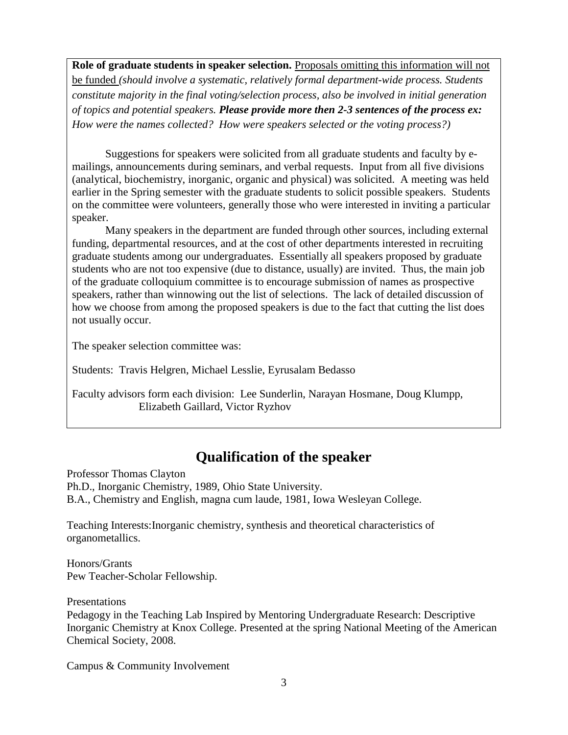**Role of graduate students in speaker selection.** Proposals omitting this information will not be funded *(should involve a systematic, relatively formal department-wide process. Students constitute majority in the final voting/selection process, also be involved in initial generation of topics and potential speakers.* ***Please provide more then 2-3 sentences of the process ex:*** *How were the names collected? How were speakers selected or the voting process?)*

Suggestions for speakers were solicited from all graduate students and faculty by e-mailings, announcements during seminars, and verbal requests. Input from all five divisions (analytical, biochemistry, inorganic, organic and physical) was solicited. A meeting was held earlier in the Spring semester with the graduate students to solicit possible speakers. Students on the committee were volunteers, generally those who were interested in inviting a particular speaker.

Many speakers in the department are funded through other sources, including external funding, departmental resources, and at the cost of other departments interested in recruiting graduate students among our undergraduates. Essentially all speakers proposed by graduate students who are not too expensive (due to distance, usually) are invited. Thus, the main job of the graduate colloquium committee is to encourage submission of names as prospective speakers, rather than winnowing out the list of selections. The lack of detailed discussion of how we choose from among the proposed speakers is due to the fact that cutting the list does not usually occur.

The speaker selection committee was:

Students: Travis Helgren, Michael Lesslie, Eyrusalam Bedasso

Faculty advisors form each division: Lee Sunderlin, Narayan Hosmane, Doug Klumpp, Elizabeth Gaillard, Victor Ryzhov

## Qualification of the speaker

Professor Thomas Clayton
Ph.D., Inorganic Chemistry, 1989, Ohio State University.
B.A., Chemistry and English, magna cum laude, 1981, Iowa Wesleyan College.

Teaching Interests:Inorganic chemistry, synthesis and theoretical characteristics of organometallics.

Honors/Grants
Pew Teacher-Scholar Fellowship.

Presentations
Pedagogy in the Teaching Lab Inspired by Mentoring Undergraduate Research: Descriptive Inorganic Chemistry at Knox College. Presented at the spring National Meeting of the American Chemical Society, 2008.

Campus & Community Involvement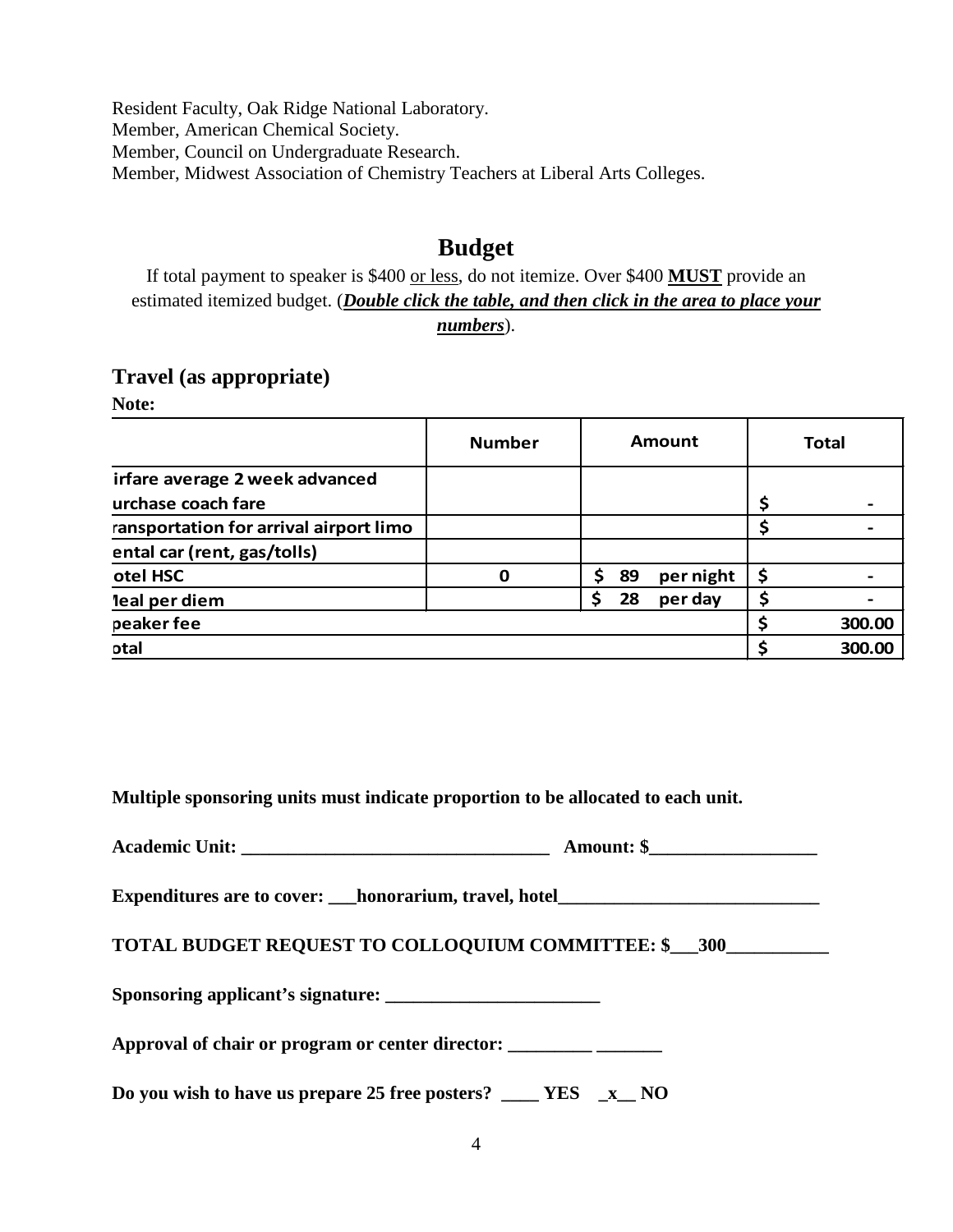Resident Faculty, Oak Ridge National Laboratory.
Member, American Chemical Society.
Member, Council on Undergraduate Research.
Member, Midwest Association of Chemistry Teachers at Liberal Arts Colleges.

## Budget

If total payment to speaker is $400 or less, do not itemize. Over $400 **MUST** provide an estimated itemized budget. (***Double click the table, and then click in the area to place your numbers***).

### Travel (as appropriate)

**Note:**

| | Number | Amount | Total |
|---|---|---|---|
| irfare average 2 week advanced urchase coach fare | | | $ - |
| ransportation for arrival airport limo | | | $ - |
| ental car (rent, gas/tolls) | | | |
| otel HSC | 0 | $ 89 per night | $ - |
| leal per diem | | $ 28 per day | $ - |
| peaker fee | | | $ 300.00 |
| otal | | | $ 300.00 |

**Multiple sponsoring units must indicate proportion to be allocated to each unit.**

**Academic Unit: __________________________________ Amount: $__________________**

**Expenditures are to cover: ___honorarium, travel, hotel____________________________**

**TOTAL BUDGET REQUEST TO COLLOQUIUM COMMITTEE: $___300___________**

**Sponsoring applicant's signature: _______________________**

**Approval of chair or program or center director: _________ _______**

**Do you wish to have us prepare 25 free posters? ____ YES _x__ NO**